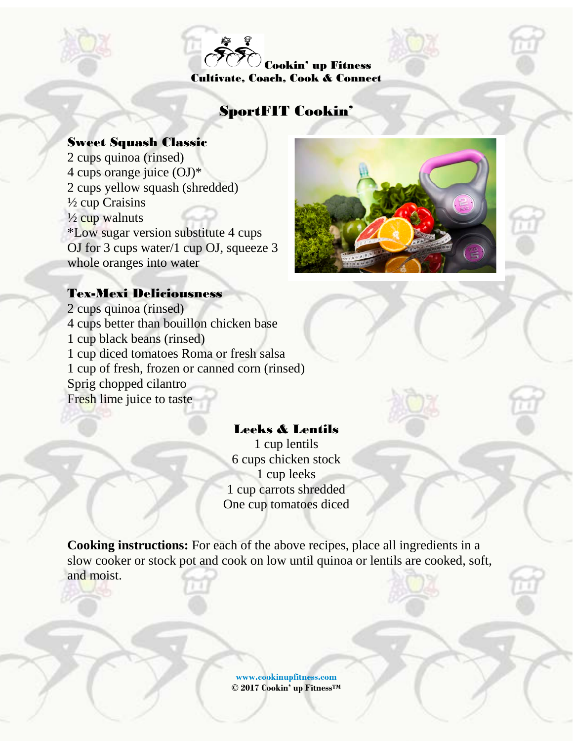Cookin' up Fitness
Cultivate, Coach, Cook & Connect

# SportFIT Cookin'

## Sweet Squash Classic

2 cups quinoa (rinsed)
4 cups orange juice (OJ)*
2 cups yellow squash (shredded)
½ cup Craisins
½ cup walnuts
*Low sugar version substitute 4 cups OJ for 3 cups water/1 cup OJ, squeeze 3 whole oranges into water

## Tex-Mexi Deliciousness

2 cups quinoa (rinsed)
4 cups better than bouillon chicken base
1 cup black beans (rinsed)
1 cup diced tomatoes Roma or fresh salsa
1 cup of fresh, frozen or canned corn (rinsed)
Sprig chopped cilantro
Fresh lime juice to taste

## Leeks & Lentils

1 cup lentils
6 cups chicken stock
1 cup leeks
1 cup carrots shredded
One cup tomatoes diced

**Cooking instructions:** For each of the above recipes, place all ingredients in a slow cooker or stock pot and cook on low until quinoa or lentils are cooked, soft, and moist.

www.cookinupfitness.com
© 2017 Cookin' up Fitness™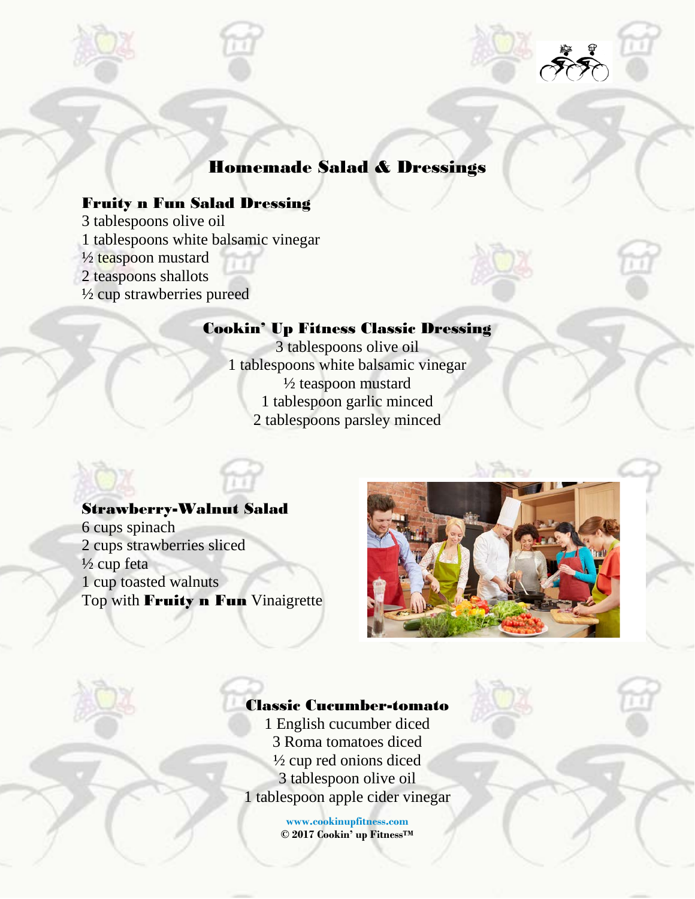# Homemade Salad & Dressings

## Fruity n Fun Salad Dressing

3 tablespoons olive oil
1 tablespoons white balsamic vinegar
½ teaspoon mustard
2 teaspoons shallots
½ cup strawberries pureed

## Cookin' Up Fitness Classic Dressing

3 tablespoons olive oil
1 tablespoons white balsamic vinegar
½ teaspoon mustard
1 tablespoon garlic minced
2 tablespoons parsley minced

## Strawberry-Walnut Salad

6 cups spinach
2 cups strawberries sliced
½ cup feta
1 cup toasted walnuts
Top with **Fruity n Fun** Vinaigrette

## Classic Cucumber-tomato

1 English cucumber diced
3 Roma tomatoes diced
½ cup red onions diced
3 tablespoon olive oil
1 tablespoon apple cider vinegar

**www.cookinupfitness.com**
**© 2017 Cookin' up Fitness™**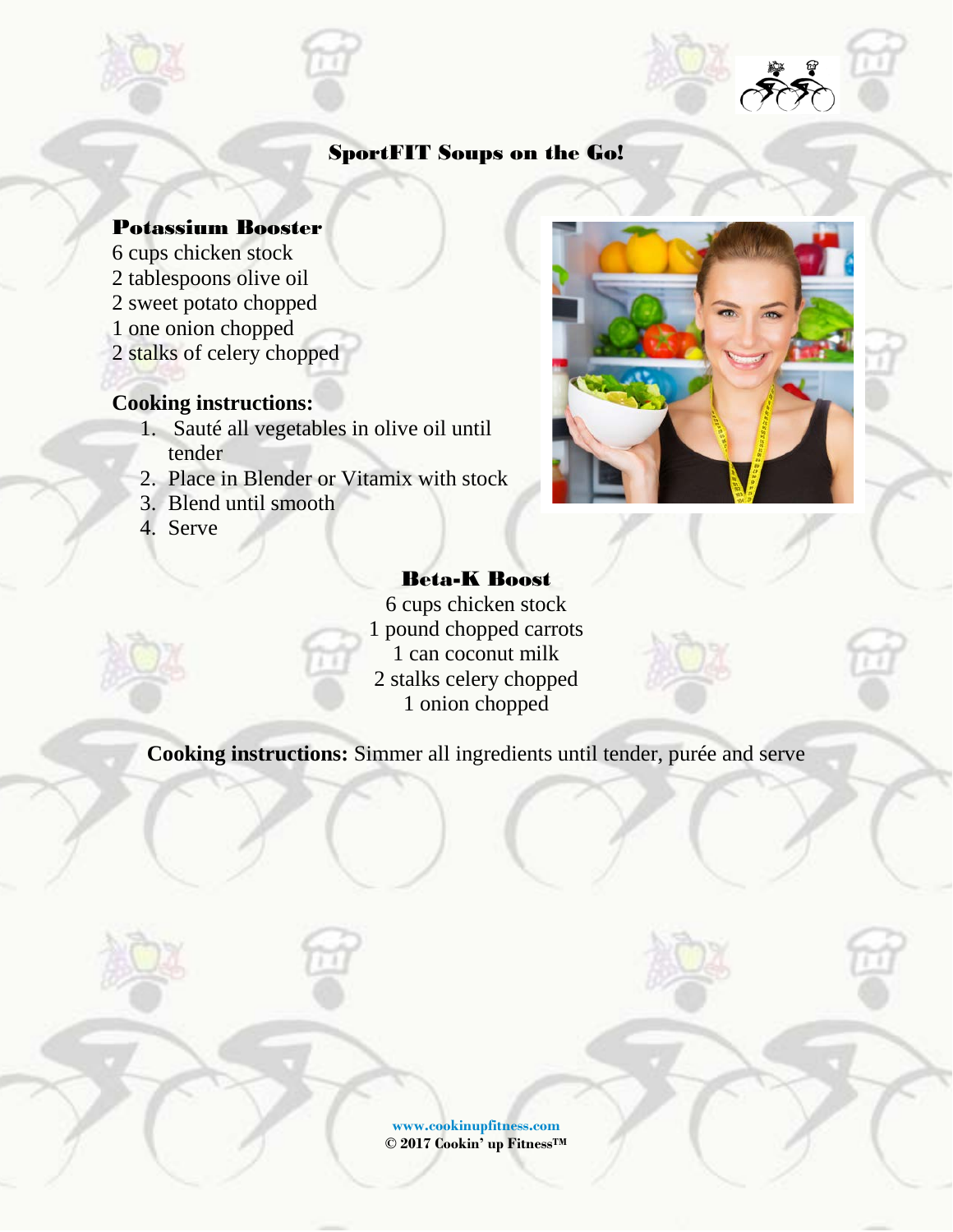## SportFIT Soups on the Go!

### Potassium Booster

6 cups chicken stock
2 tablespoons olive oil
2 sweet potato chopped
1 one onion chopped
2 stalks of celery chopped

**Cooking instructions:**

1. Sauté all vegetables in olive oil until tender
2. Place in Blender or Vitamix with stock
3. Blend until smooth
4. Serve

### Beta-K Boost

6 cups chicken stock
1 pound chopped carrots
1 can coconut milk
2 stalks celery chopped
1 onion chopped

**Cooking instructions:** Simmer all ingredients until tender, purée and serve

www.cookinupfitness.com
© 2017 Cookin' up Fitness™